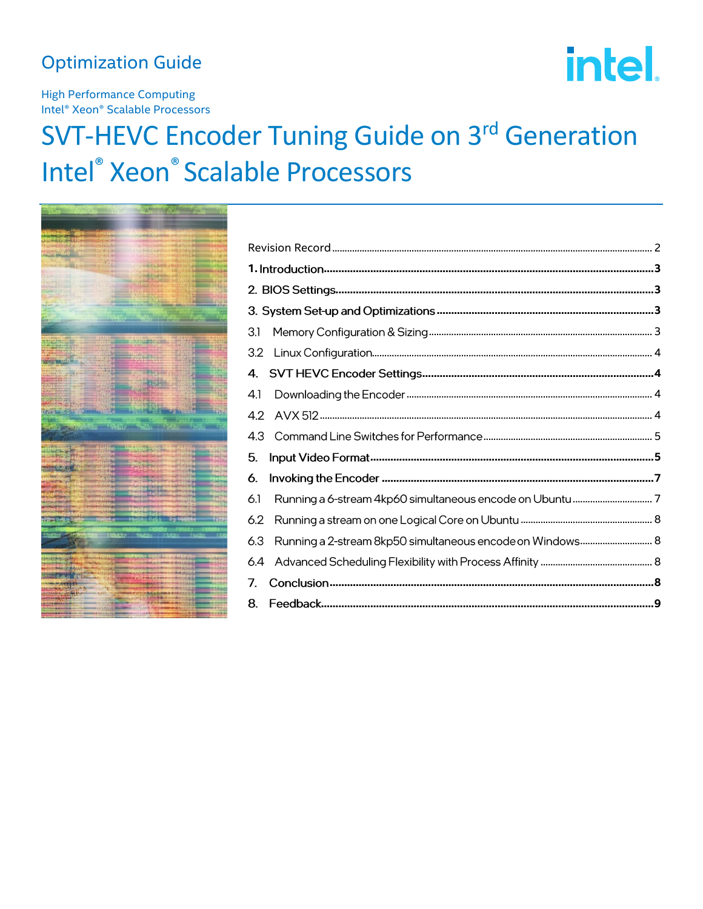Optimization Guide

High Performance Computing
Intel® Xeon® Scalable Processors

# SVT-HEVC Encoder Tuning Guide on 3rd Generation Intel® Xeon® Scalable Processors

Revision Record ..... 2

**1. Introduction ..... 3**

**2. BIOS Settings ..... 3**

**3. System Set-up and Optimizations ..... 3**

3.1 Memory Configuration & Sizing ..... 3

3.2 Linux Configuration ..... 4

**4. SVT HEVC Encoder Settings ..... 4**

4.1 Downloading the Encoder ..... 4

4.2 AVX 512 ..... 4

4.3 Command Line Switches for Performance ..... 5

**5. Input Video Format ..... 5**

**6. Invoking the Encoder ..... 7**

6.1 Running a 6-stream 4kp60 simultaneous encode on Ubuntu ..... 7

6.2 Running a stream on one Logical Core on Ubuntu ..... 8

6.3 Running a 2-stream 8kp50 simultaneous encode on Windows ..... 8

6.4 Advanced Scheduling Flexibility with Process Affinity ..... 8

**7. Conclusion ..... 8**

**8. Feedback ..... 9**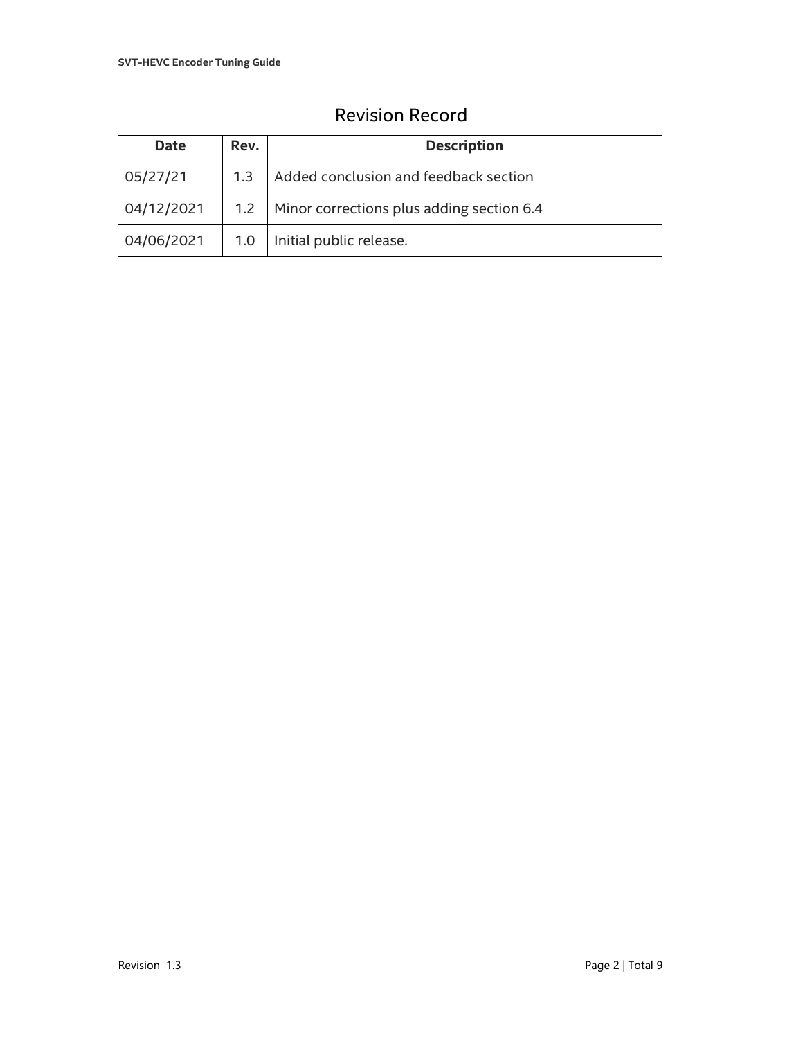## Revision Record

| Date | Rev. | Description |
|---|---|---|
| 05/27/21 | 1.3 | Added conclusion and feedback section |
| 04/12/2021 | 1.2 | Minor corrections plus adding section 6.4 |
| 04/06/2021 | 1.0 | Initial public release. |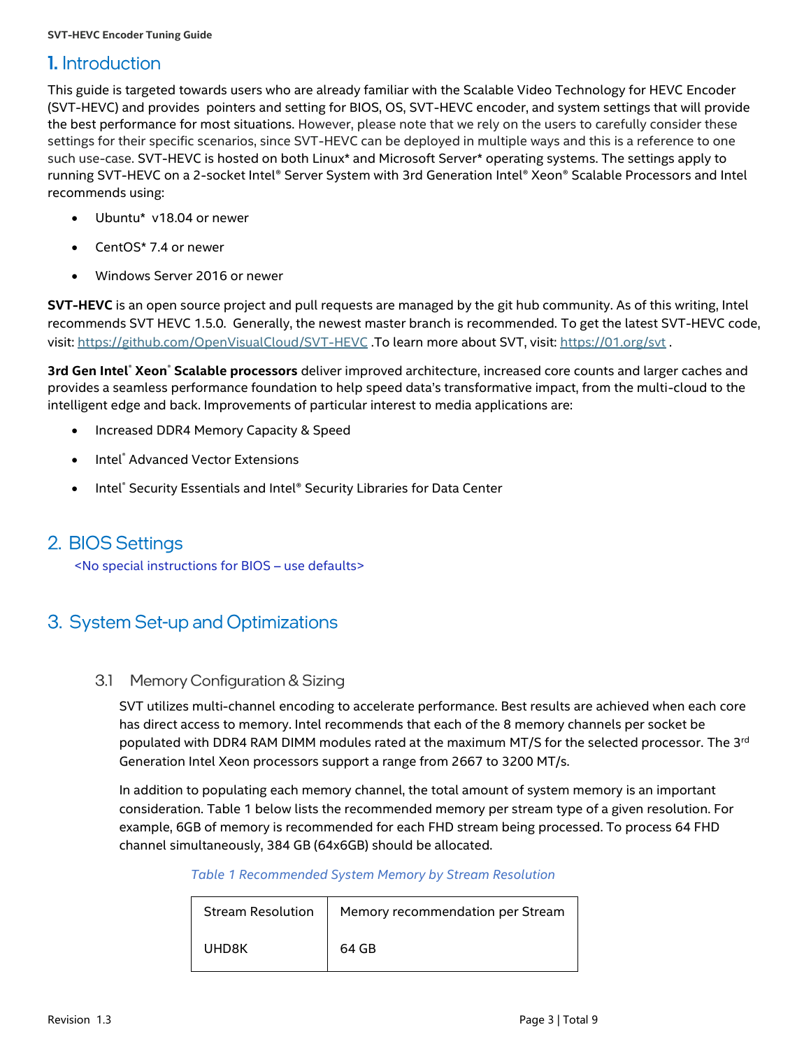# 1. Introduction

This guide is targeted towards users who are already familiar with the Scalable Video Technology for HEVC Encoder (SVT-HEVC) and provides pointers and setting for BIOS, OS, SVT-HEVC encoder, and system settings that will provide the best performance for most situations. However, please note that we rely on the users to carefully consider these settings for their specific scenarios, since SVT-HEVC can be deployed in multiple ways and this is a reference to one such use-case. SVT-HEVC is hosted on both Linux* and Microsoft Server* operating systems. The settings apply to running SVT-HEVC on a 2-socket Intel® Server System with 3rd Generation Intel® Xeon® Scalable Processors and Intel recommends using:

- Ubuntu* v18.04 or newer
- CentOS* 7.4 or newer
- Windows Server 2016 or newer

**SVT-HEVC** is an open source project and pull requests are managed by the git hub community. As of this writing, Intel recommends SVT HEVC 1.5.0. Generally, the newest master branch is recommended. To get the latest SVT-HEVC code, visit: https://github.com/OpenVisualCloud/SVT-HEVC .To learn more about SVT, visit: https://01.org/svt .

**3rd Gen Intel® Xeon® Scalable processors** deliver improved architecture, increased core counts and larger caches and provides a seamless performance foundation to help speed data's transformative impact, from the multi-cloud to the intelligent edge and back. Improvements of particular interest to media applications are:

- Increased DDR4 Memory Capacity & Speed
- Intel® Advanced Vector Extensions
- Intel® Security Essentials and Intel® Security Libraries for Data Center

# 2. BIOS Settings

<No special instructions for BIOS – use defaults>

# 3. System Set-up and Optimizations

## 3.1 Memory Configuration & Sizing

SVT utilizes multi-channel encoding to accelerate performance. Best results are achieved when each core has direct access to memory. Intel recommends that each of the 8 memory channels per socket be populated with DDR4 RAM DIMM modules rated at the maximum MT/S for the selected processor. The 3rd Generation Intel Xeon processors support a range from 2667 to 3200 MT/s.

In addition to populating each memory channel, the total amount of system memory is an important consideration. Table 1 below lists the recommended memory per stream type of a given resolution. For example, 6GB of memory is recommended for each FHD stream being processed. To process 64 FHD channel simultaneously, 384 GB (64x6GB) should be allocated.

*Table 1 Recommended System Memory by Stream Resolution*

| Stream Resolution | Memory recommendation per Stream |
|---|---|
| UHD8K | 64 GB |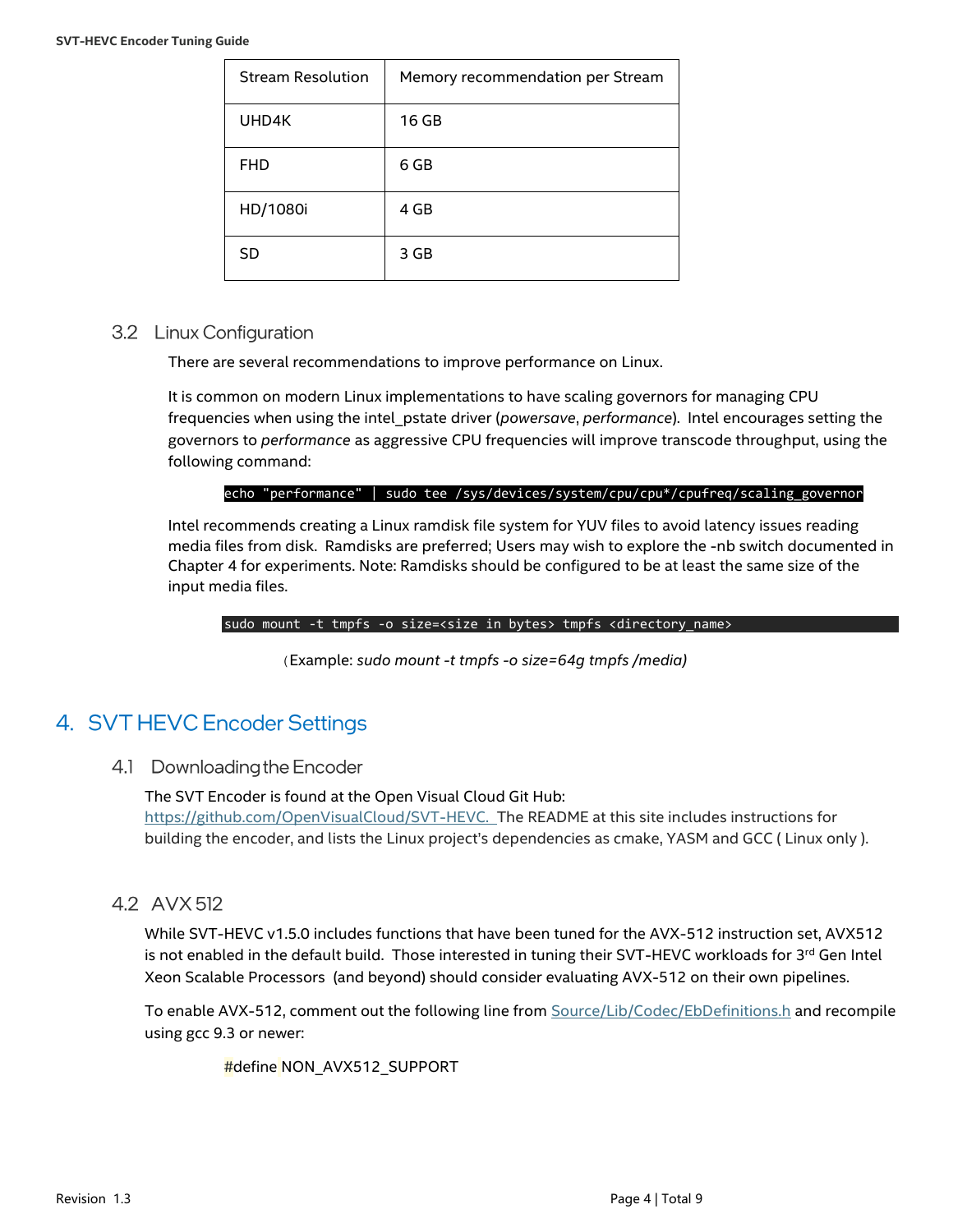| Stream Resolution | Memory recommendation per Stream |
|---|---|
| UHD4K | 16 GB |
| FHD | 6 GB |
| HD/1080i | 4 GB |
| SD | 3 GB |

### 3.2 Linux Configuration

There are several recommendations to improve performance on Linux.

It is common on modern Linux implementations to have scaling governors for managing CPU frequencies when using the intel_pstate driver (*powersave*, *performance*). Intel encourages setting the governors to *performance* as aggressive CPU frequencies will improve transcode throughput, using the following command:

```
echo "performance" | sudo tee /sys/devices/system/cpu/cpu*/cpufreq/scaling_governor
```

Intel recommends creating a Linux ramdisk file system for YUV files to avoid latency issues reading media files from disk. Ramdisks are preferred; Users may wish to explore the -nb switch documented in Chapter 4 for experiments. Note: Ramdisks should be configured to be at least the same size of the input media files.

```
sudo mount -t tmpfs -o size=<size in bytes> tmpfs <directory_name>
```

（Example: *sudo mount -t tmpfs -o size=64g tmpfs /media)*

## 4. SVT HEVC Encoder Settings

### 4.1 Downloading the Encoder

The SVT Encoder is found at the Open Visual Cloud Git Hub: https://github.com/OpenVisualCloud/SVT-HEVC. The README at this site includes instructions for building the encoder, and lists the Linux project's dependencies as cmake, YASM and GCC ( Linux only ).

### 4.2 AVX 512

While SVT-HEVC v1.5.0 includes functions that have been tuned for the AVX-512 instruction set, AVX512 is not enabled in the default build. Those interested in tuning their SVT-HEVC workloads for 3rd Gen Intel Xeon Scalable Processors (and beyond) should consider evaluating AVX-512 on their own pipelines.

To enable AVX-512, comment out the following line from Source/Lib/Codec/EbDefinitions.h and recompile using gcc 9.3 or newer:

```
#define NON_AVX512_SUPPORT
```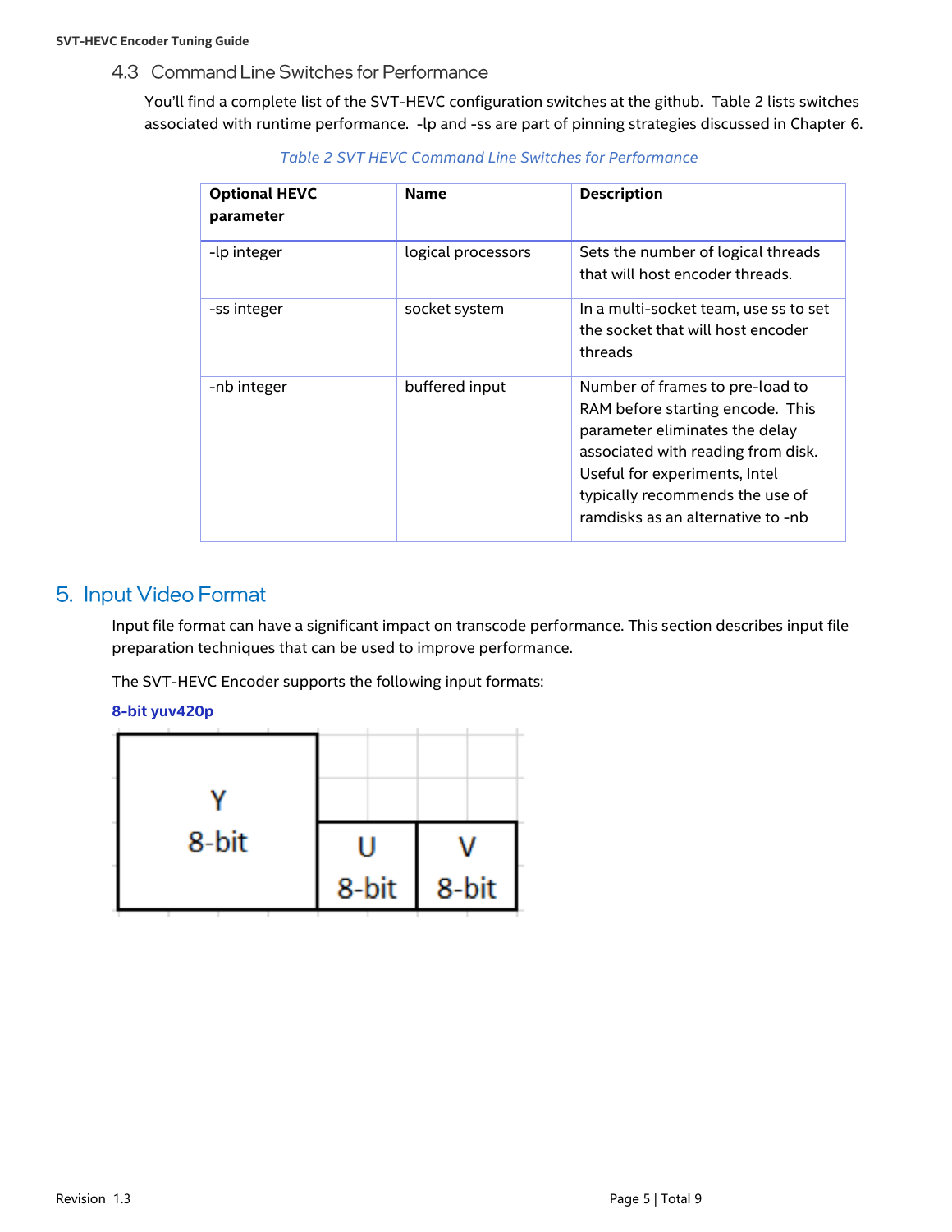### 4.3 Command Line Switches for Performance

You'll find a complete list of the SVT-HEVC configuration switches at the github. Table 2 lists switches associated with runtime performance. -lp and -ss are part of pinning strategies discussed in Chapter 6.

*Table 2 SVT HEVC Command Line Switches for Performance*

| Optional HEVC parameter | Name | Description |
|---|---|---|
| -lp integer | logical processors | Sets the number of logical threads that will host encoder threads. |
| -ss integer | socket system | In a multi-socket team, use ss to set the socket that will host encoder threads |
| -nb integer | buffered input | Number of frames to pre-load to RAM before starting encode. This parameter eliminates the delay associated with reading from disk. Useful for experiments, Intel typically recommends the use of ramdisks as an alternative to -nb |

## 5. Input Video Format

Input file format can have a significant impact on transcode performance. This section describes input file preparation techniques that can be used to improve performance.

The SVT-HEVC Encoder supports the following input formats:

**8-bit yuv420p**

| Y 8-bit | U 8-bit | V 8-bit |
|---|---|---|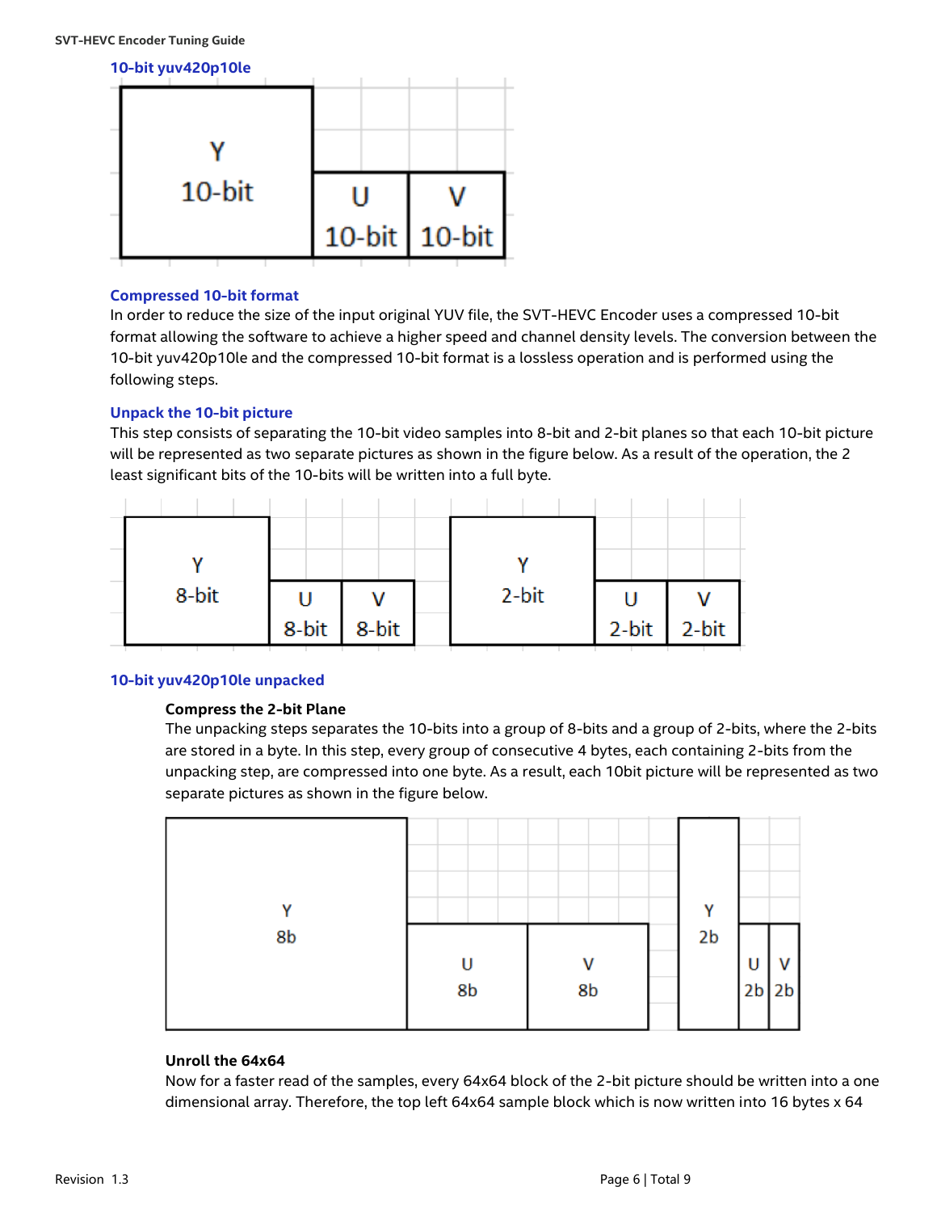### 10-bit yuv420p10le

### Compressed 10-bit format

In order to reduce the size of the input original YUV file, the SVT-HEVC Encoder uses a compressed 10-bit format allowing the software to achieve a higher speed and channel density levels. The conversion between the 10-bit yuv420p10le and the compressed 10-bit format is a lossless operation and is performed using the following steps.

### Unpack the 10-bit picture

This step consists of separating the 10-bit video samples into 8-bit and 2-bit planes so that each 10-bit picture will be represented as two separate pictures as shown in the figure below. As a result of the operation, the 2 least significant bits of the 10-bits will be written into a full byte.

### 10-bit yuv420p10le unpacked

#### Compress the 2-bit Plane

The unpacking steps separates the 10-bits into a group of 8-bits and a group of 2-bits, where the 2-bits are stored in a byte. In this step, every group of consecutive 4 bytes, each containing 2-bits from the unpacking step, are compressed into one byte. As a result, each 10bit picture will be represented as two separate pictures as shown in the figure below.

#### Unroll the 64x64

Now for a faster read of the samples, every 64x64 block of the 2-bit picture should be written into a one dimensional array. Therefore, the top left 64x64 sample block which is now written into 16 bytes x 64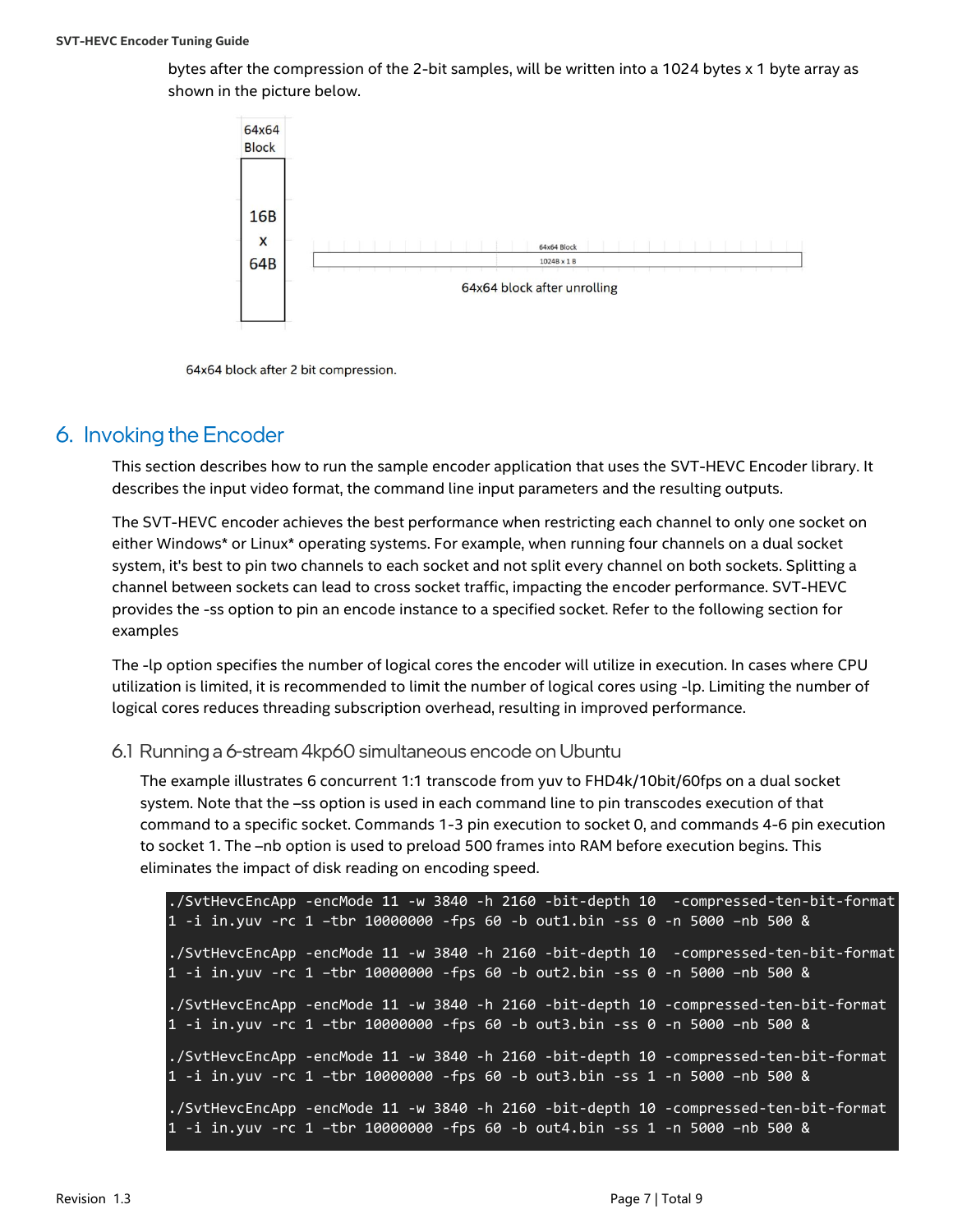bytes after the compression of the 2-bit samples, will be written into a 1024 bytes x 1 byte array as shown in the picture below.

64x64 Block

16B x 64B

64x64 Block

1024B x 1 B

64x64 block after unrolling

64x64 block after 2 bit compression.

# 6. Invoking the Encoder

This section describes how to run the sample encoder application that uses the SVT-HEVC Encoder library. It describes the input video format, the command line input parameters and the resulting outputs.

The SVT-HEVC encoder achieves the best performance when restricting each channel to only one socket on either Windows* or Linux* operating systems. For example, when running four channels on a dual socket system, it's best to pin two channels to each socket and not split every channel on both sockets. Splitting a channel between sockets can lead to cross socket traffic, impacting the encoder performance. SVT-HEVC provides the –ss option to pin an encode instance to a specified socket. Refer to the following section for examples

The -lp option specifies the number of logical cores the encoder will utilize in execution. In cases where CPU utilization is limited, it is recommended to limit the number of logical cores using -lp. Limiting the number of logical cores reduces threading subscription overhead, resulting in improved performance.

## 6.1 Running a 6-stream 4kp60 simultaneous encode on Ubuntu

The example illustrates 6 concurrent 1:1 transcode from yuv to FHD4k/10bit/60fps on a dual socket system. Note that the –ss option is used in each command line to pin transcodes execution of that command to a specific socket. Commands 1-3 pin execution to socket 0, and commands 4-6 pin execution to socket 1. The –nb option is used to preload 500 frames into RAM before execution begins. This eliminates the impact of disk reading on encoding speed.

```
./SvtHevcEncApp -encMode 11 -w 3840 -h 2160 -bit-depth 10  -compressed-ten-bit-format 1 -i in.yuv -rc 1 –tbr 10000000 -fps 60 -b out1.bin -ss 0 -n 5000 –nb 500 &

./SvtHevcEncApp -encMode 11 -w 3840 -h 2160 -bit-depth 10  -compressed-ten-bit-format 1 -i in.yuv -rc 1 –tbr 10000000 -fps 60 -b out2.bin -ss 0 -n 5000 –nb 500 &

./SvtHevcEncApp -encMode 11 -w 3840 -h 2160 -bit-depth 10 -compressed-ten-bit-format 1 -i in.yuv -rc 1 –tbr 10000000 -fps 60 -b out3.bin -ss 0 -n 5000 –nb 500 &

./SvtHevcEncApp -encMode 11 -w 3840 -h 2160 -bit-depth 10 -compressed-ten-bit-format 1 -i in.yuv -rc 1 –tbr 10000000 -fps 60 -b out3.bin -ss 1 -n 5000 –nb 500 &

./SvtHevcEncApp -encMode 11 -w 3840 -h 2160 -bit-depth 10 -compressed-ten-bit-format 1 -i in.yuv -rc 1 –tbr 10000000 -fps 60 -b out4.bin -ss 1 -n 5000 –nb 500 &
```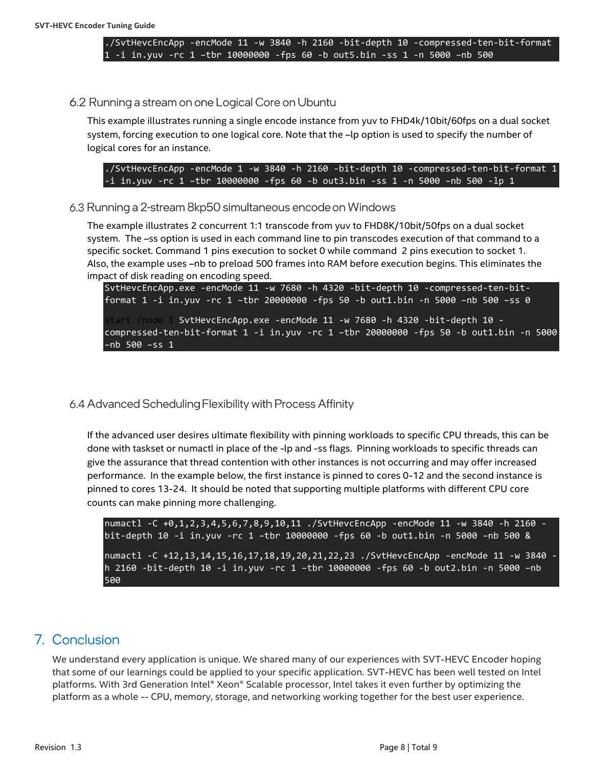```
./SvtHevcEncApp -encMode 11 -w 3840 -h 2160 -bit-depth 10 -compressed-ten-bit-format 1 -i in.yuv -rc 1 –tbr 10000000 -fps 60 -b out5.bin -ss 1 -n 5000 –nb 500
```

### 6.2 Running a stream on one Logical Core on Ubuntu

This example illustrates running a single encode instance from yuv to FHD4k/10bit/60fps on a dual socket system, forcing execution to one logical core. Note that the –lp option is used to specify the number of logical cores for an instance.

```
./SvtHevcEncApp -encMode 1 -w 3840 -h 2160 -bit-depth 10 -compressed-ten-bit-format 1 -i in.yuv -rc 1 –tbr 10000000 -fps 60 -b out3.bin -ss 1 -n 5000 –nb 500 -lp 1
```

### 6.3 Running a 2-stream 8kp50 simultaneous encode on Windows

The example illustrates 2 concurrent 1:1 transcode from yuv to FHD8K/10bit/50fps on a dual socket system. The –ss option is used in each command line to pin transcodes execution of that command to a specific socket. Command 1 pins execution to socket 0 while command 2 pins execution to socket 1. Also, the example uses –nb to preload 500 frames into RAM before execution begins. This eliminates the impact of disk reading on encoding speed.

```
SvtHevcEncApp.exe -encMode 11 -w 7680 -h 4320 -bit-depth 10 -compressed-ten-bit-format 1 -i in.yuv -rc 1 -tbr 20000000 -fps 50 -b out1.bin -n 5000 -nb 500 -ss 0

start /node 1 SvtHevcEncApp.exe -encMode 11 -w 7680 -h 4320 -bit-depth 10 -compressed-ten-bit-format 1 -i in.yuv -rc 1 –tbr 20000000 -fps 50 -b out1.bin -n 5000 –nb 500 -ss 1
```

### 6.4 Advanced Scheduling Flexibility with Process Affinity

If the advanced user desires ultimate flexibility with pinning workloads to specific CPU threads, this can be done with taskset or numactl in place of the -lp and -ss flags. Pinning workloads to specific threads can give the assurance that thread contention with other instances is not occurring and may offer increased performance. In the example below, the first instance is pinned to cores 0-12 and the second instance is pinned to cores 13-24. It should be noted that supporting multiple platforms with different CPU core counts can make pinning more challenging.

```
numactl -C +0,1,2,3,4,5,6,7,8,9,10,11 ./SvtHevcEncApp -encMode 11 -w 3840 -h 2160 -bit-depth 10 -i in.yuv -rc 1 –tbr 10000000 -fps 60 -b out1.bin -n 5000 –nb 500 &

numactl -C +12,13,14,15,16,17,18,19,20,21,22,23 ./SvtHevcEncApp -encMode 11 -w 3840 -h 2160 -bit-depth 10 -i in.yuv -rc 1 –tbr 10000000 -fps 60 -b out2.bin -n 5000 –nb 500
```

## 7. Conclusion

We understand every application is unique. We shared many of our experiences with SVT-HEVC Encoder hoping that some of our learnings could be applied to your specific application. SVT-HEVC has been well tested on Intel platforms. With 3rd Generation Intel® Xeon® Scalable processor, Intel takes it even further by optimizing the platform as a whole -- CPU, memory, storage, and networking working together for the best user experience.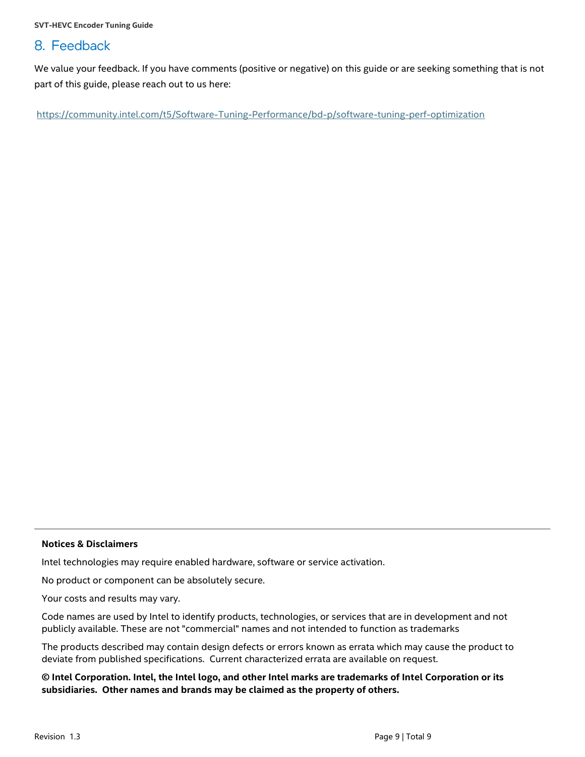## 8. Feedback

We value your feedback. If you have comments (positive or negative) on this guide or are seeking something that is not part of this guide, please reach out to us here:

https://community.intel.com/t5/Software-Tuning-Performance/bd-p/software-tuning-perf-optimization

**Notices & Disclaimers**

Intel technologies may require enabled hardware, software or service activation.

No product or component can be absolutely secure.

Your costs and results may vary.

Code names are used by Intel to identify products, technologies, or services that are in development and not publicly available. These are not "commercial" names and not intended to function as trademarks

The products described may contain design defects or errors known as errata which may cause the product to deviate from published specifications. Current characterized errata are available on request.

**© Intel Corporation. Intel, the Intel logo, and other Intel marks are trademarks of Intel Corporation or its subsidiaries. Other names and brands may be claimed as the property of others.**